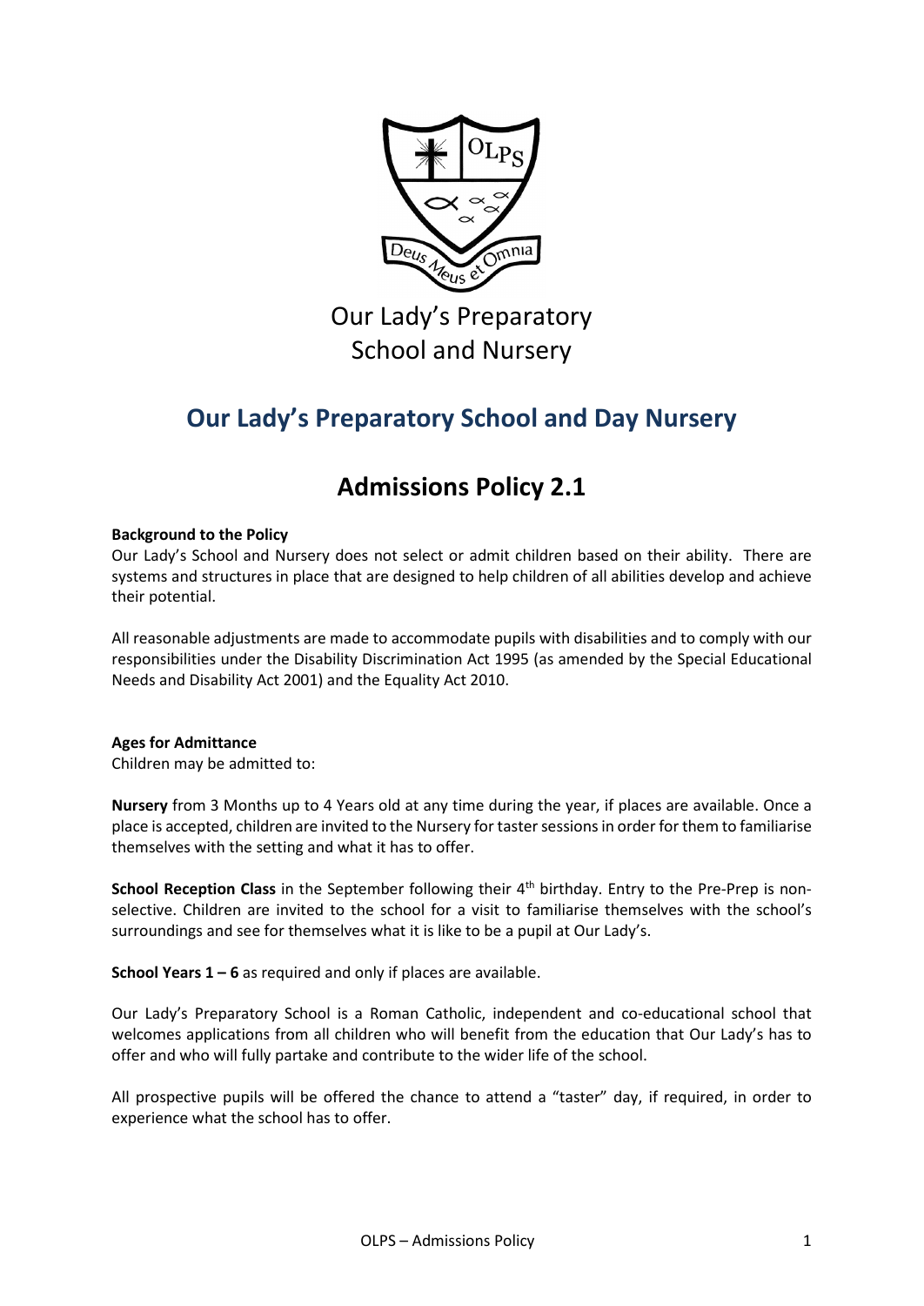Our Lady's Preparatory School and Nursery

# Our Lady's Preparatory School and Day Nursery

# Admissions Policy 2.1

**Background to the Policy**

Our Lady's School and Nursery does not select or admit children based on their ability. There are systems and structures in place that are designed to help children of all abilities develop and achieve their potential.

All reasonable adjustments are made to accommodate pupils with disabilities and to comply with our responsibilities under the Disability Discrimination Act 1995 (as amended by the Special Educational Needs and Disability Act 2001) and the Equality Act 2010.

**Ages for Admittance**

Children may be admitted to:

**Nursery** from 3 Months up to 4 Years old at any time during the year, if places are available. Once a place is accepted, children are invited to the Nursery for taster sessions in order for them to familiarise themselves with the setting and what it has to offer.

**School Reception Class** in the September following their 4th birthday. Entry to the Pre-Prep is non-selective. Children are invited to the school for a visit to familiarise themselves with the school's surroundings and see for themselves what it is like to be a pupil at Our Lady's.

**School Years 1 – 6** as required and only if places are available.

Our Lady's Preparatory School is a Roman Catholic, independent and co-educational school that welcomes applications from all children who will benefit from the education that Our Lady's has to offer and who will fully partake and contribute to the wider life of the school.

All prospective pupils will be offered the chance to attend a "taster" day, if required, in order to experience what the school has to offer.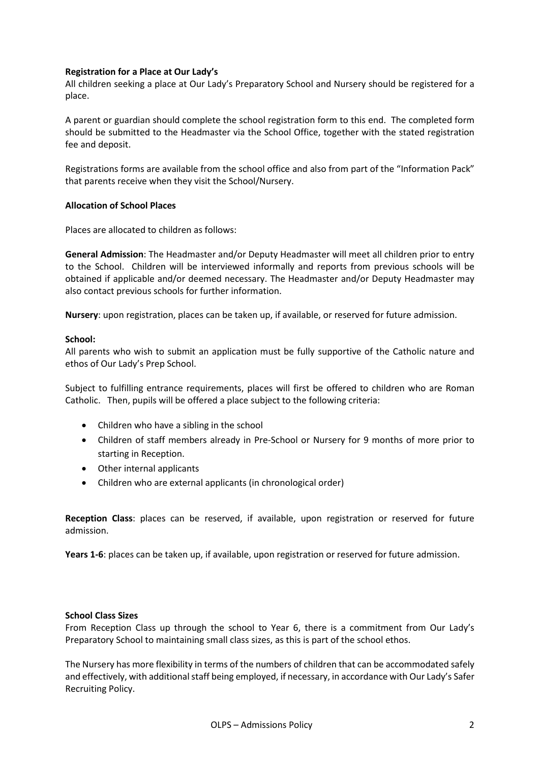**Registration for a Place at Our Lady's**

All children seeking a place at Our Lady's Preparatory School and Nursery should be registered for a place.

A parent or guardian should complete the school registration form to this end. The completed form should be submitted to the Headmaster via the School Office, together with the stated registration fee and deposit.

Registrations forms are available from the school office and also from part of the "Information Pack" that parents receive when they visit the School/Nursery.

**Allocation of School Places**

Places are allocated to children as follows:

**General Admission**: The Headmaster and/or Deputy Headmaster will meet all children prior to entry to the School. Children will be interviewed informally and reports from previous schools will be obtained if applicable and/or deemed necessary. The Headmaster and/or Deputy Headmaster may also contact previous schools for further information.

**Nursery**: upon registration, places can be taken up, if available, or reserved for future admission.

**School:**

All parents who wish to submit an application must be fully supportive of the Catholic nature and ethos of Our Lady's Prep School.

Subject to fulfilling entrance requirements, places will first be offered to children who are Roman Catholic. Then, pupils will be offered a place subject to the following criteria:

- Children who have a sibling in the school
- Children of staff members already in Pre-School or Nursery for 9 months of more prior to starting in Reception.
- Other internal applicants
- Children who are external applicants (in chronological order)

**Reception Class**: places can be reserved, if available, upon registration or reserved for future admission.

**Years 1-6**: places can be taken up, if available, upon registration or reserved for future admission.

**School Class Sizes**

From Reception Class up through the school to Year 6, there is a commitment from Our Lady's Preparatory School to maintaining small class sizes, as this is part of the school ethos.

The Nursery has more flexibility in terms of the numbers of children that can be accommodated safely and effectively, with additional staff being employed, if necessary, in accordance with Our Lady's Safer Recruiting Policy.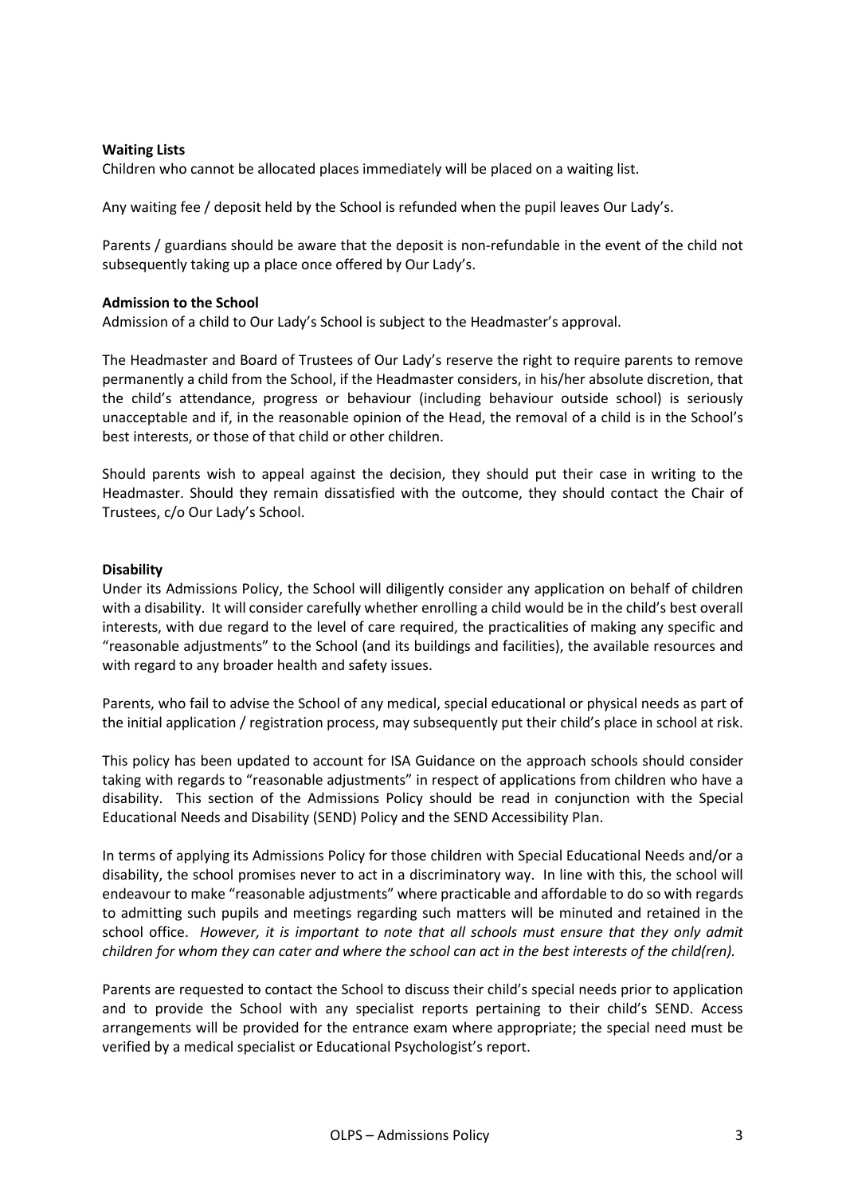**Waiting Lists**

Children who cannot be allocated places immediately will be placed on a waiting list.

Any waiting fee / deposit held by the School is refunded when the pupil leaves Our Lady's.

Parents / guardians should be aware that the deposit is non-refundable in the event of the child not subsequently taking up a place once offered by Our Lady's.

**Admission to the School**

Admission of a child to Our Lady's School is subject to the Headmaster's approval.

The Headmaster and Board of Trustees of Our Lady's reserve the right to require parents to remove permanently a child from the School, if the Headmaster considers, in his/her absolute discretion, that the child's attendance, progress or behaviour (including behaviour outside school) is seriously unacceptable and if, in the reasonable opinion of the Head, the removal of a child is in the School's best interests, or those of that child or other children.

Should parents wish to appeal against the decision, they should put their case in writing to the Headmaster. Should they remain dissatisfied with the outcome, they should contact the Chair of Trustees, c/o Our Lady's School.

**Disability**

Under its Admissions Policy, the School will diligently consider any application on behalf of children with a disability. It will consider carefully whether enrolling a child would be in the child's best overall interests, with due regard to the level of care required, the practicalities of making any specific and "reasonable adjustments" to the School (and its buildings and facilities), the available resources and with regard to any broader health and safety issues.

Parents, who fail to advise the School of any medical, special educational or physical needs as part of the initial application / registration process, may subsequently put their child's place in school at risk.

This policy has been updated to account for ISA Guidance on the approach schools should consider taking with regards to "reasonable adjustments" in respect of applications from children who have a disability. This section of the Admissions Policy should be read in conjunction with the Special Educational Needs and Disability (SEND) Policy and the SEND Accessibility Plan.

In terms of applying its Admissions Policy for those children with Special Educational Needs and/or a disability, the school promises never to act in a discriminatory way. In line with this, the school will endeavour to make "reasonable adjustments" where practicable and affordable to do so with regards to admitting such pupils and meetings regarding such matters will be minuted and retained in the school office. *However, it is important to note that all schools must ensure that they only admit children for whom they can cater and where the school can act in the best interests of the child(ren).*

Parents are requested to contact the School to discuss their child's special needs prior to application and to provide the School with any specialist reports pertaining to their child's SEND. Access arrangements will be provided for the entrance exam where appropriate; the special need must be verified by a medical specialist or Educational Psychologist's report.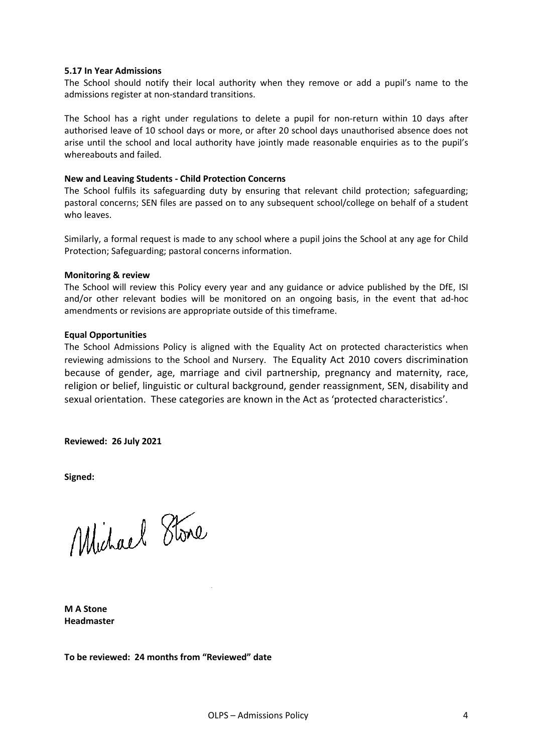**5.17 In Year Admissions**

The School should notify their local authority when they remove or add a pupil's name to the admissions register at non-standard transitions.

The School has a right under regulations to delete a pupil for non-return within 10 days after authorised leave of 10 school days or more, or after 20 school days unauthorised absence does not arise until the school and local authority have jointly made reasonable enquiries as to the pupil's whereabouts and failed.

**New and Leaving Students - Child Protection Concerns**

The School fulfils its safeguarding duty by ensuring that relevant child protection; safeguarding; pastoral concerns; SEN files are passed on to any subsequent school/college on behalf of a student who leaves.

Similarly, a formal request is made to any school where a pupil joins the School at any age for Child Protection; Safeguarding; pastoral concerns information.

**Monitoring & review**

The School will review this Policy every year and any guidance or advice published by the DfE, ISI and/or other relevant bodies will be monitored on an ongoing basis, in the event that ad-hoc amendments or revisions are appropriate outside of this timeframe.

**Equal Opportunities**

The School Admissions Policy is aligned with the Equality Act on protected characteristics when reviewing admissions to the School and Nursery. The Equality Act 2010 covers discrimination because of gender, age, marriage and civil partnership, pregnancy and maternity, race, religion or belief, linguistic or cultural background, gender reassignment, SEN, disability and sexual orientation. These categories are known in the Act as 'protected characteristics'.

**Reviewed: 26 July 2021**

**Signed:**

Michael Stone

**M A Stone**
**Headmaster**

**To be reviewed: 24 months from "Reviewed" date**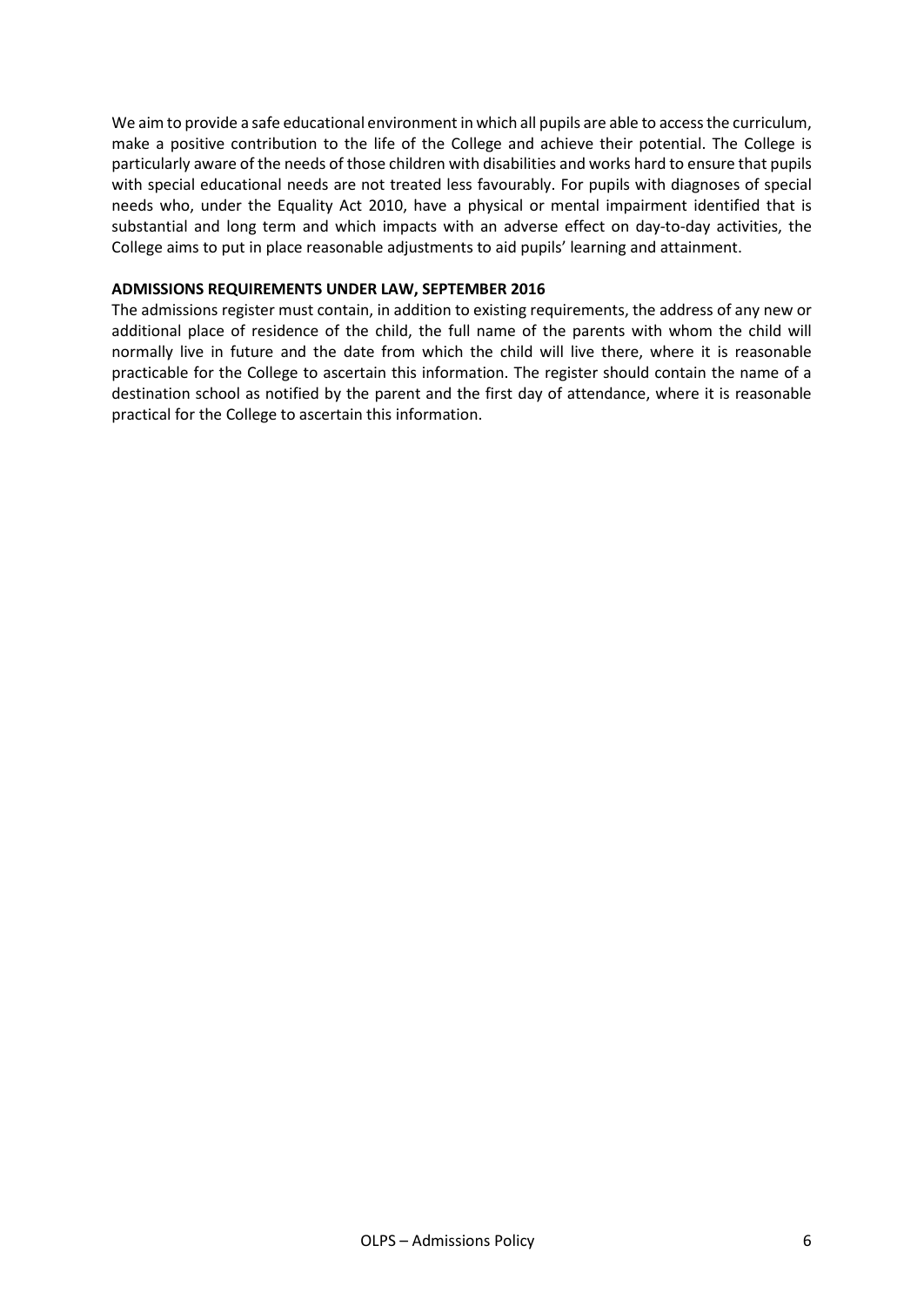We aim to provide a safe educational environment in which all pupils are able to access the curriculum, make a positive contribution to the life of the College and achieve their potential. The College is particularly aware of the needs of those children with disabilities and works hard to ensure that pupils with special educational needs are not treated less favourably. For pupils with diagnoses of special needs who, under the Equality Act 2010, have a physical or mental impairment identified that is substantial and long term and which impacts with an adverse effect on day-to-day activities, the College aims to put in place reasonable adjustments to aid pupils' learning and attainment.

**ADMISSIONS REQUIREMENTS UNDER LAW, SEPTEMBER 2016**

The admissions register must contain, in addition to existing requirements, the address of any new or additional place of residence of the child, the full name of the parents with whom the child will normally live in future and the date from which the child will live there, where it is reasonable practicable for the College to ascertain this information. The register should contain the name of a destination school as notified by the parent and the first day of attendance, where it is reasonable practical for the College to ascertain this information.